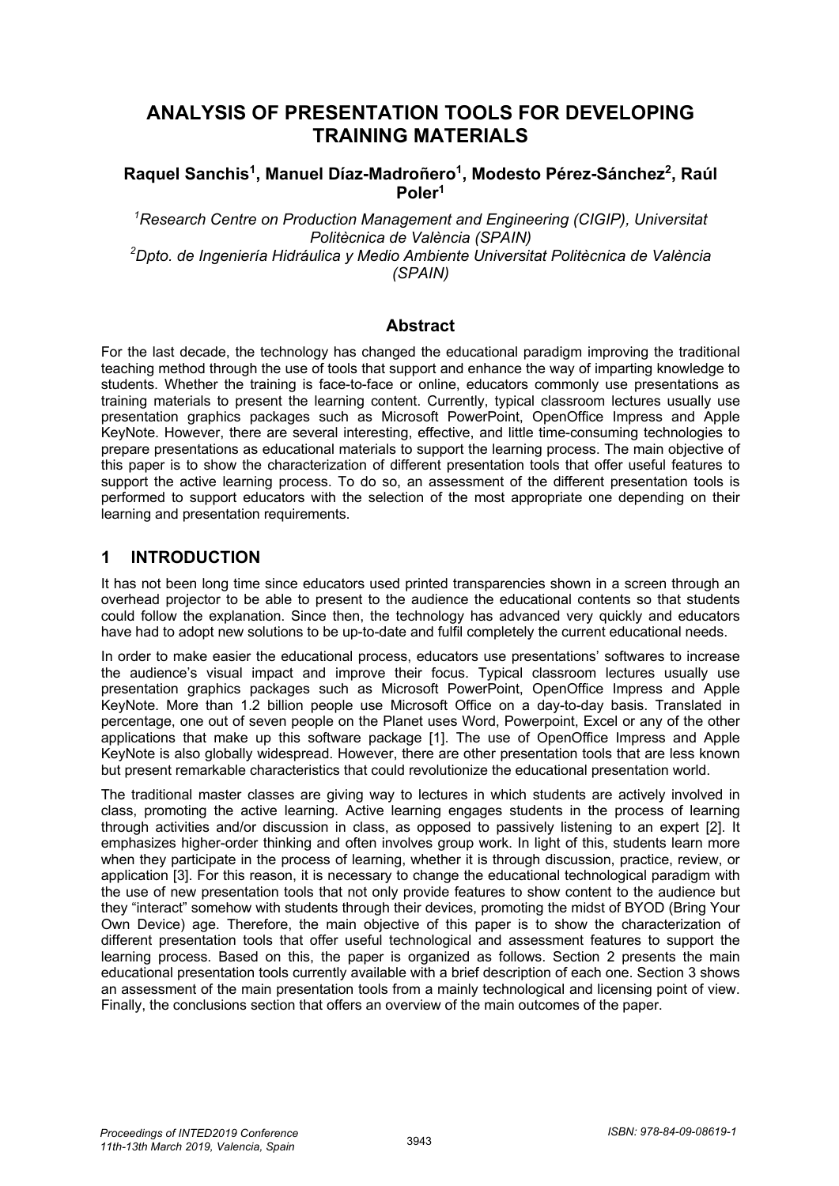# ANALYSIS OF PRESENTATION TOOLS FOR DEVELOPING TRAINING MATERIALS

**Raquel Sanchis[1], Manuel Díaz-Madroñero[1], Modesto Pérez-Sánchez[2], Raúl Poler[1]**

*[1]Research Centre on Production Management and Engineering (CIGIP), Universitat Politècnica de València (SPAIN)*
*[2]Dpto. de Ingeniería Hidráulica y Medio Ambiente Universitat Politècnica de València (SPAIN)*

## Abstract

For the last decade, the technology has changed the educational paradigm improving the traditional teaching method through the use of tools that support and enhance the way of imparting knowledge to students. Whether the training is face-to-face or online, educators commonly use presentations as training materials to present the learning content. Currently, typical classroom lectures usually use presentation graphics packages such as Microsoft PowerPoint, OpenOffice Impress and Apple KeyNote. However, there are several interesting, effective, and little time-consuming technologies to prepare presentations as educational materials to support the learning process. The main objective of this paper is to show the characterization of different presentation tools that offer useful features to support the active learning process. To do so, an assessment of the different presentation tools is performed to support educators with the selection of the most appropriate one depending on their learning and presentation requirements.

## 1 INTRODUCTION

It has not been long time since educators used printed transparencies shown in a screen through an overhead projector to be able to present to the audience the educational contents so that students could follow the explanation. Since then, the technology has advanced very quickly and educators have had to adopt new solutions to be up-to-date and fulfil completely the current educational needs.

In order to make easier the educational process, educators use presentations' softwares to increase the audience's visual impact and improve their focus. Typical classroom lectures usually use presentation graphics packages such as Microsoft PowerPoint, OpenOffice Impress and Apple KeyNote. More than 1.2 billion people use Microsoft Office on a day-to-day basis. Translated in percentage, one out of seven people on the Planet uses Word, Powerpoint, Excel or any of the other applications that make up this software package [1]. The use of OpenOffice Impress and Apple KeyNote is also globally widespread. However, there are other presentation tools that are less known but present remarkable characteristics that could revolutionize the educational presentation world.

The traditional master classes are giving way to lectures in which students are actively involved in class, promoting the active learning. Active learning engages students in the process of learning through activities and/or discussion in class, as opposed to passively listening to an expert [2]. It emphasizes higher-order thinking and often involves group work. In light of this, students learn more when they participate in the process of learning, whether it is through discussion, practice, review, or application [3]. For this reason, it is necessary to change the educational technological paradigm with the use of new presentation tools that not only provide features to show content to the audience but they "interact" somehow with students through their devices, promoting the midst of BYOD (Bring Your Own Device) age. Therefore, the main objective of this paper is to show the characterization of different presentation tools that offer useful technological and assessment features to support the learning process. Based on this, the paper is organized as follows. Section 2 presents the main educational presentation tools currently available with a brief description of each one. Section 3 shows an assessment of the main presentation tools from a mainly technological and licensing point of view. Finally, the conclusions section that offers an overview of the main outcomes of the paper.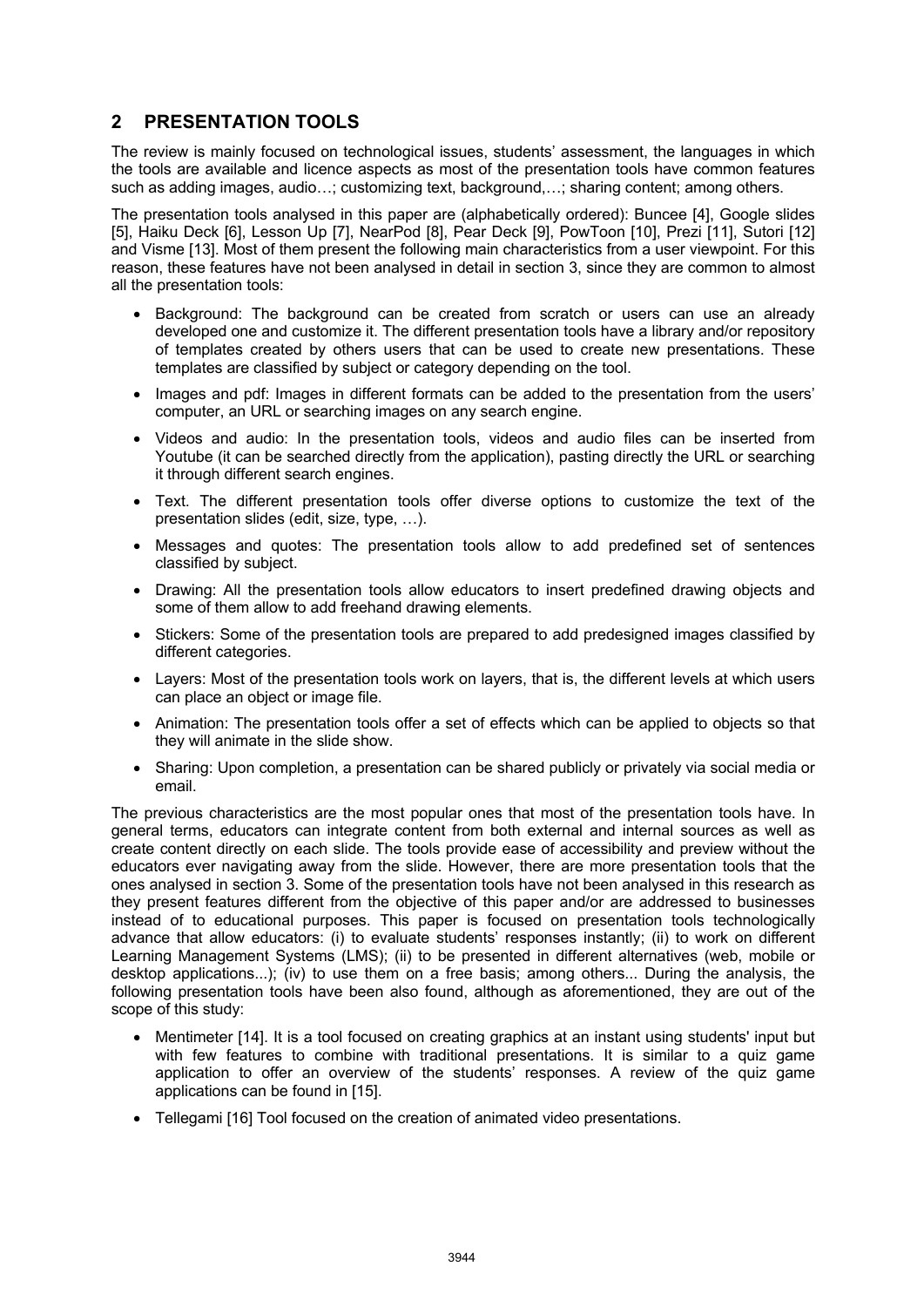## 2 PRESENTATION TOOLS

The review is mainly focused on technological issues, students' assessment, the languages in which the tools are available and licence aspects as most of the presentation tools have common features such as adding images, audio…; customizing text, background,…; sharing content; among others.

The presentation tools analysed in this paper are (alphabetically ordered): Buncee [4], Google slides [5], Haiku Deck [6], Lesson Up [7], NearPod [8], Pear Deck [9], PowToon [10], Prezi [11], Sutori [12] and Visme [13]. Most of them present the following main characteristics from a user viewpoint. For this reason, these features have not been analysed in detail in section 3, since they are common to almost all the presentation tools:

- Background: The background can be created from scratch or users can use an already developed one and customize it. The different presentation tools have a library and/or repository of templates created by others users that can be used to create new presentations. These templates are classified by subject or category depending on the tool.
- Images and pdf: Images in different formats can be added to the presentation from the users' computer, an URL or searching images on any search engine.
- Videos and audio: In the presentation tools, videos and audio files can be inserted from Youtube (it can be searched directly from the application), pasting directly the URL or searching it through different search engines.
- Text. The different presentation tools offer diverse options to customize the text of the presentation slides (edit, size, type, …).
- Messages and quotes: The presentation tools allow to add predefined set of sentences classified by subject.
- Drawing: All the presentation tools allow educators to insert predefined drawing objects and some of them allow to add freehand drawing elements.
- Stickers: Some of the presentation tools are prepared to add predesigned images classified by different categories.
- Layers: Most of the presentation tools work on layers, that is, the different levels at which users can place an object or image file.
- Animation: The presentation tools offer a set of effects which can be applied to objects so that they will animate in the slide show.
- Sharing: Upon completion, a presentation can be shared publicly or privately via social media or email.

The previous characteristics are the most popular ones that most of the presentation tools have. In general terms, educators can integrate content from both external and internal sources as well as create content directly on each slide. The tools provide ease of accessibility and preview without the educators ever navigating away from the slide. However, there are more presentation tools that the ones analysed in section 3. Some of the presentation tools have not been analysed in this research as they present features different from the objective of this paper and/or are addressed to businesses instead of to educational purposes. This paper is focused on presentation tools technologically advance that allow educators: (i) to evaluate students' responses instantly; (ii) to work on different Learning Management Systems (LMS); (ii) to be presented in different alternatives (web, mobile or desktop applications...); (iv) to use them on a free basis; among others... During the analysis, the following presentation tools have been also found, although as aforementioned, they are out of the scope of this study:

- Mentimeter [14]. It is a tool focused on creating graphics at an instant using students' input but with few features to combine with traditional presentations. It is similar to a quiz game application to offer an overview of the students' responses. A review of the quiz game applications can be found in [15].
- Tellegami [16] Tool focused on the creation of animated video presentations.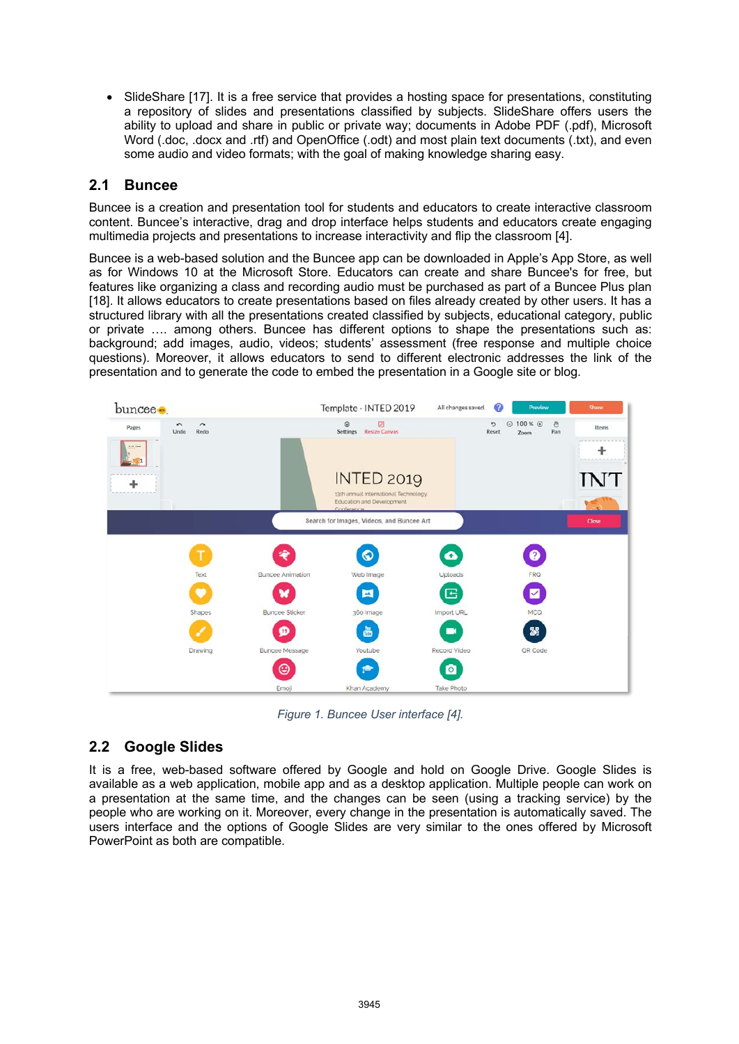- SlideShare [17]. It is a free service that provides a hosting space for presentations, constituting a repository of slides and presentations classified by subjects. SlideShare offers users the ability to upload and share in public or private way; documents in Adobe PDF (.pdf), Microsoft Word (.doc, .docx and .rtf) and OpenOffice (.odt) and most plain text documents (.txt), and even some audio and video formats; with the goal of making knowledge sharing easy.

## 2.1 Buncee

Buncee is a creation and presentation tool for students and educators to create interactive classroom content. Buncee's interactive, drag and drop interface helps students and educators create engaging multimedia projects and presentations to increase interactivity and flip the classroom [4].

Buncee is a web-based solution and the Buncee app can be downloaded in Apple's App Store, as well as for Windows 10 at the Microsoft Store. Educators can create and share Buncee's for free, but features like organizing a class and recording audio must be purchased as part of a Buncee Plus plan [18]. It allows educators to create presentations based on files already created by other users. It has a structured library with all the presentations created classified by subjects, educational category, public or private …. among others. Buncee has different options to shape the presentations such as: background; add images, audio, videos; students' assessment (free response and multiple choice questions). Moreover, it allows educators to send to different electronic addresses the link of the presentation and to generate the code to embed the presentation in a Google site or blog.

*Figure 1. Buncee User interface [4].*

## 2.2 Google Slides

It is a free, web-based software offered by Google and hold on Google Drive. Google Slides is available as a web application, mobile app and as a desktop application. Multiple people can work on a presentation at the same time, and the changes can be seen (using a tracking service) by the people who are working on it. Moreover, every change in the presentation is automatically saved. The users interface and the options of Google Slides are very similar to the ones offered by Microsoft PowerPoint as both are compatible.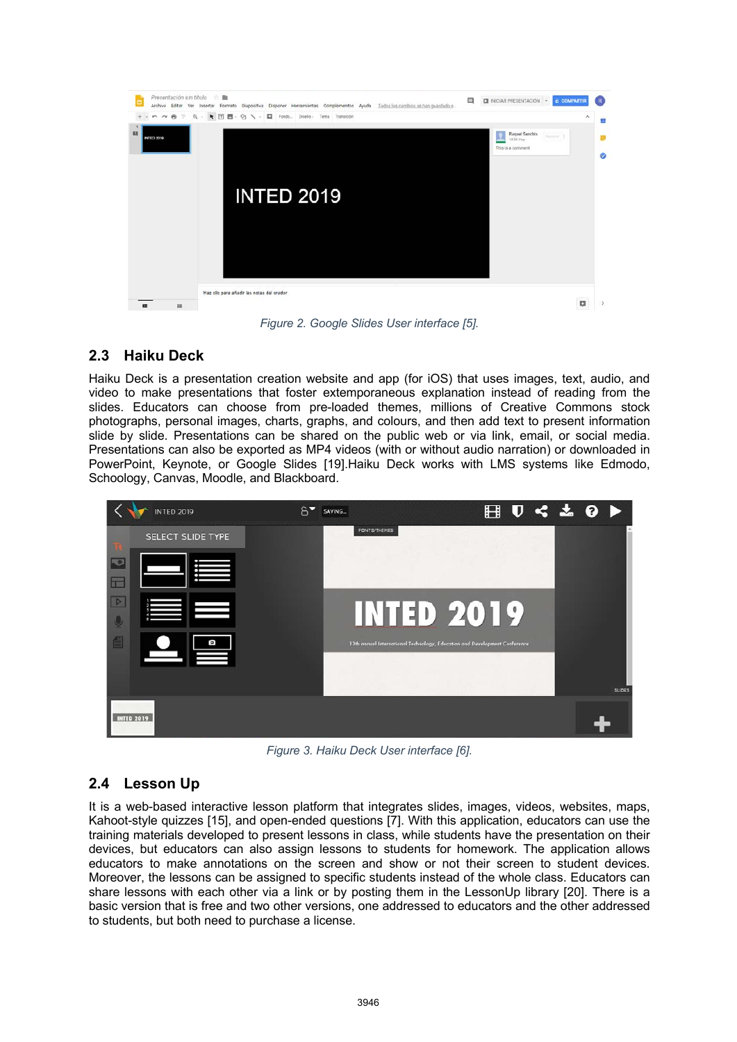Figure 2. Google Slides User interface [5].

## 2.3 Haiku Deck

Haiku Deck is a presentation creation website and app (for iOS) that uses images, text, audio, and video to make presentations that foster extemporaneous explanation instead of reading from the slides. Educators can choose from pre-loaded themes, millions of Creative Commons stock photographs, personal images, charts, graphs, and colours, and then add text to present information slide by slide. Presentations can be shared on the public web or via link, email, or social media. Presentations can also be exported as MP4 videos (with or without audio narration) or downloaded in PowerPoint, Keynote, or Google Slides [19].Haiku Deck works with LMS systems like Edmodo, Schoology, Canvas, Moodle, and Blackboard.

Figure 3. Haiku Deck User interface [6].

## 2.4 Lesson Up

It is a web-based interactive lesson platform that integrates slides, images, videos, websites, maps, Kahoot-style quizzes [15], and open-ended questions [7]. With this application, educators can use the training materials developed to present lessons in class, while students have the presentation on their devices, but educators can also assign lessons to students for homework. The application allows educators to make annotations on the screen and show or not their screen to student devices. Moreover, the lessons can be assigned to specific students instead of the whole class. Educators can share lessons with each other via a link or by posting them in the LessonUp library [20]. There is a basic version that is free and two other versions, one addressed to educators and the other addressed to students, but both need to purchase a license.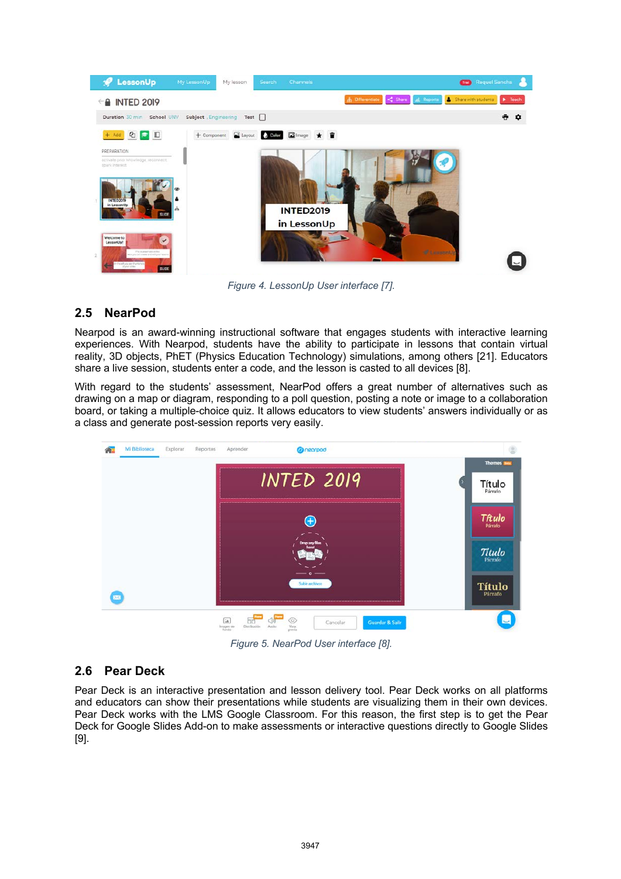Figure 4. LessonUp User interface [7].

## 2.5 NearPod

Nearpod is an award-winning instructional software that engages students with interactive learning experiences. With Nearpod, students have the ability to participate in lessons that contain virtual reality, 3D objects, PhET (Physics Education Technology) simulations, among others [21]. Educators share a live session, students enter a code, and the lesson is casted to all devices [8].

With regard to the students' assessment, NearPod offers a great number of alternatives such as drawing on a map or diagram, responding to a poll question, posting a note or image to a collaboration board, or taking a multiple-choice quiz. It allows educators to view students' answers individually or as a class and generate post-session reports very easily.

Figure 5. NearPod User interface [8].

## 2.6 Pear Deck

Pear Deck is an interactive presentation and lesson delivery tool. Pear Deck works on all platforms and educators can show their presentations while students are visualizing them in their own devices. Pear Deck works with the LMS Google Classroom. For this reason, the first step is to get the Pear Deck for Google Slides Add-on to make assessments or interactive questions directly to Google Slides [9].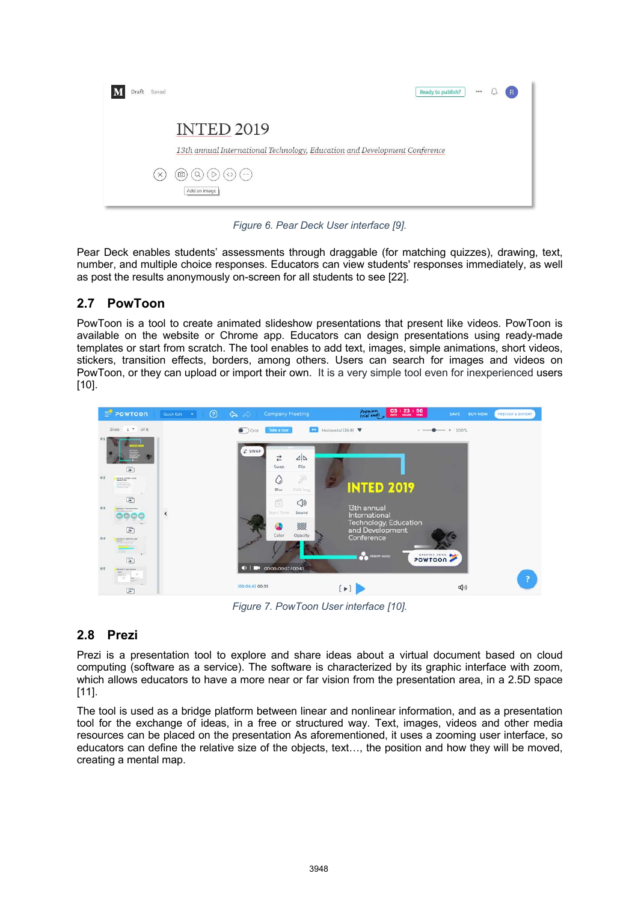Figure 6. Pear Deck User interface [9].

Pear Deck enables students' assessments through draggable (for matching quizzes), drawing, text, number, and multiple choice responses. Educators can view students' responses immediately, as well as post the results anonymously on-screen for all students to see [22].

## 2.7 PowToon

PowToon is a tool to create animated slideshow presentations that present like videos. PowToon is available on the website or Chrome app. Educators can design presentations using ready-made templates or start from scratch. The tool enables to add text, images, simple animations, short videos, stickers, transition effects, borders, among others. Users can search for images and videos on PowToon, or they can upload or import their own. It is a very simple tool even for inexperienced users [10].

Figure 7. PowToon User interface [10].

## 2.8 Prezi

Prezi is a presentation tool to explore and share ideas about a virtual document based on cloud computing (software as a service). The software is characterized by its graphic interface with zoom, which allows educators to have a more near or far vision from the presentation area, in a 2.5D space [11].

The tool is used as a bridge platform between linear and nonlinear information, and as a presentation tool for the exchange of ideas, in a free or structured way. Text, images, videos and other media resources can be placed on the presentation As aforementioned, it uses a zooming user interface, so educators can define the relative size of the objects, text…, the position and how they will be moved, creating a mental map.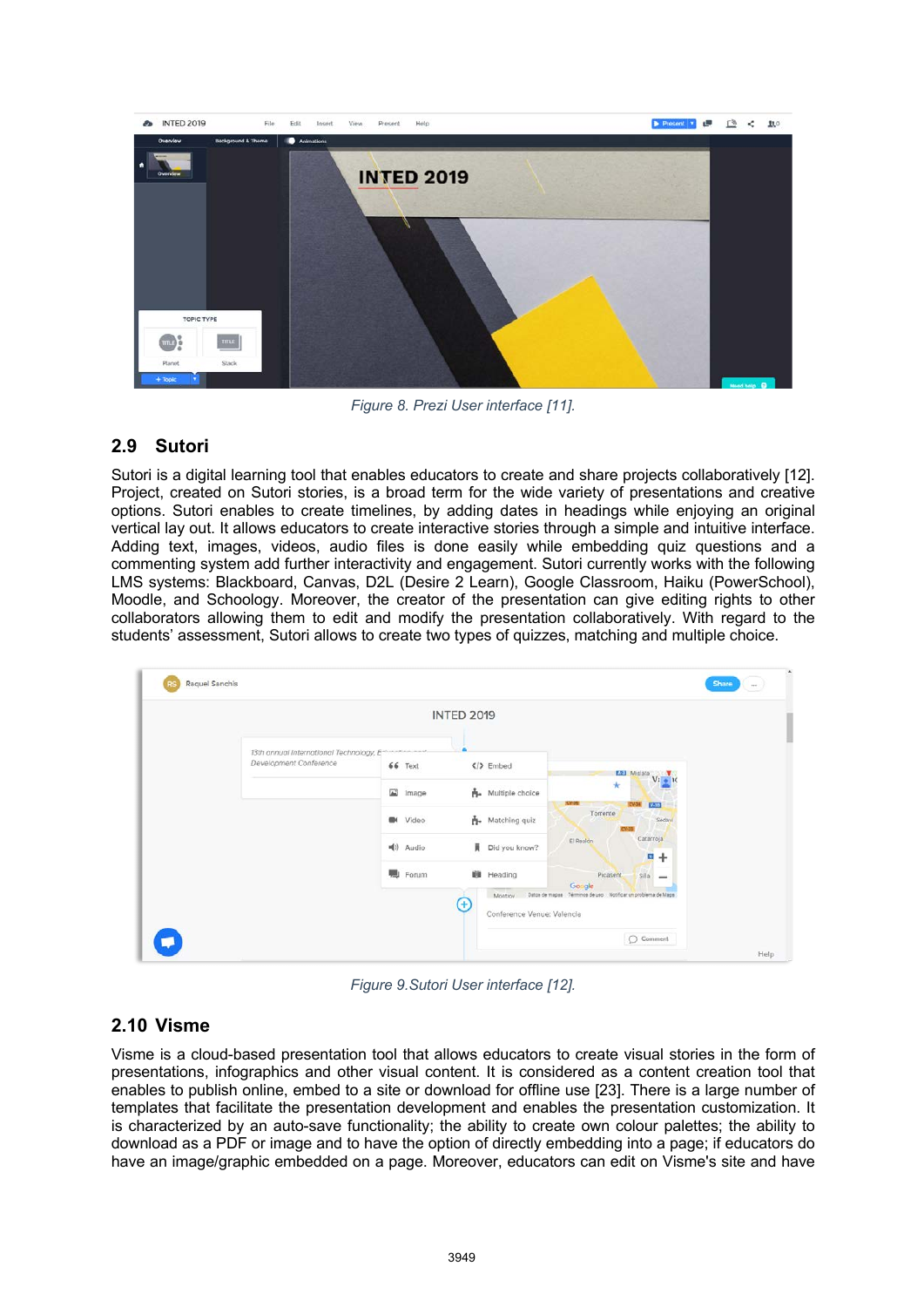Figure 8. Prezi User interface [11].

## 2.9 Sutori

Sutori is a digital learning tool that enables educators to create and share projects collaboratively [12]. Project, created on Sutori stories, is a broad term for the wide variety of presentations and creative options. Sutori enables to create timelines, by adding dates in headings while enjoying an original vertical lay out. It allows educators to create interactive stories through a simple and intuitive interface. Adding text, images, videos, audio files is done easily while embedding quiz questions and a commenting system add further interactivity and engagement. Sutori currently works with the following LMS systems: Blackboard, Canvas, D2L (Desire 2 Learn), Google Classroom, Haiku (PowerSchool), Moodle, and Schoology. Moreover, the creator of the presentation can give editing rights to other collaborators allowing them to edit and modify the presentation collaboratively. With regard to the students' assessment, Sutori allows to create two types of quizzes, matching and multiple choice.

Figure 9. Sutori User interface [12].

## 2.10 Visme

Visme is a cloud-based presentation tool that allows educators to create visual stories in the form of presentations, infographics and other visual content. It is considered as a content creation tool that enables to publish online, embed to a site or download for offline use [23]. There is a large number of templates that facilitate the presentation development and enables the presentation customization. It is characterized by an auto-save functionality; the ability to create own colour palettes; the ability to download as a PDF or image and to have the option of directly embedding into a page; if educators do have an image/graphic embedded on a page. Moreover, educators can edit on Visme's site and have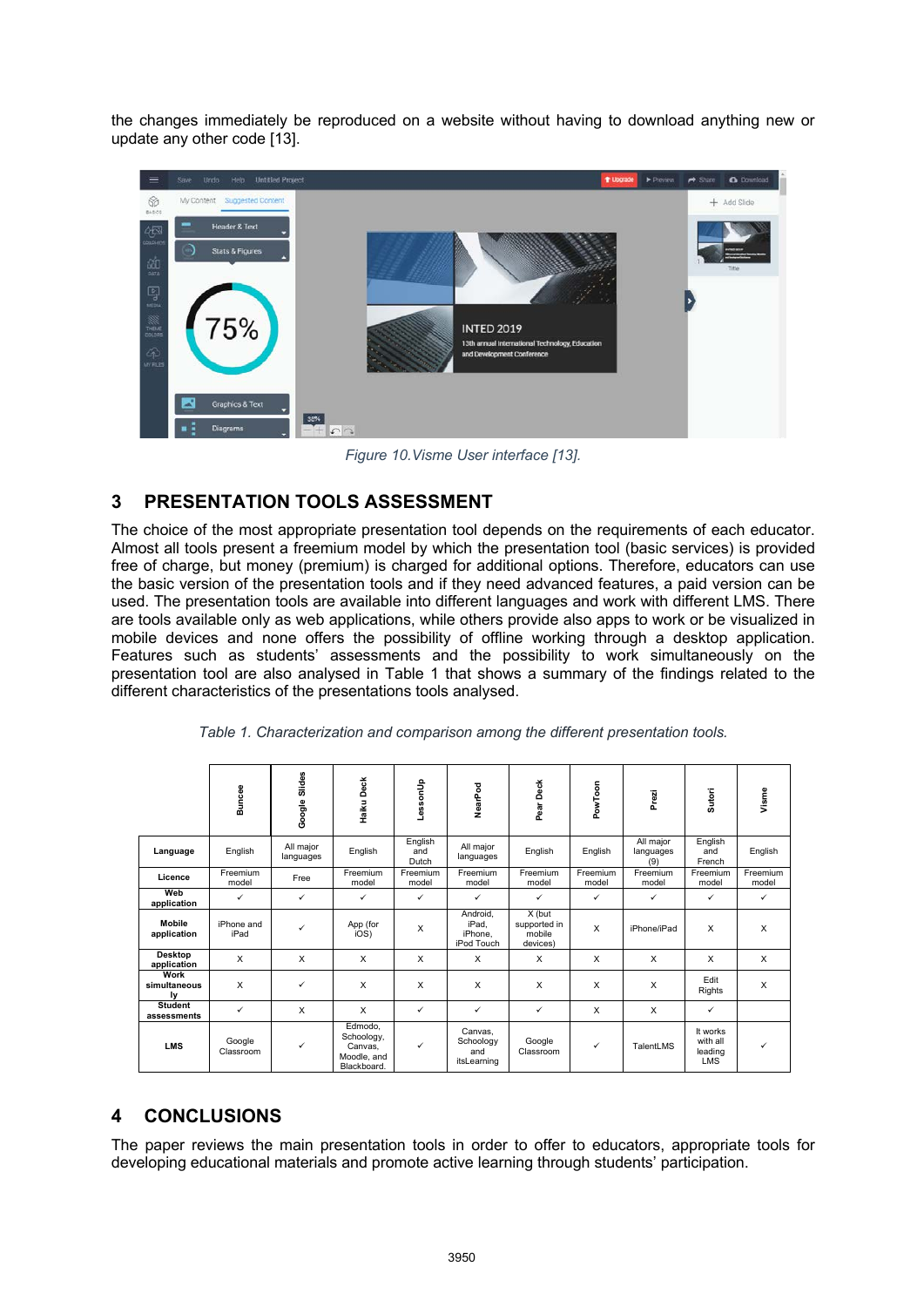the changes immediately be reproduced on a website without having to download anything new or update any other code [13].

*Figure 10. Visme User interface [13].*

## 3 PRESENTATION TOOLS ASSESSMENT

The choice of the most appropriate presentation tool depends on the requirements of each educator. Almost all tools present a freemium model by which the presentation tool (basic services) is provided free of charge, but money (premium) is charged for additional options. Therefore, educators can use the basic version of the presentation tools and if they need advanced features, a paid version can be used. The presentation tools are available into different languages and work with different LMS. There are tools available only as web applications, while others provide also apps to work or be visualized in mobile devices and none offers the possibility of offline working through a desktop application. Features such as students' assessments and the possibility to work simultaneously on the presentation tool are also analysed in Table 1 that shows a summary of the findings related to the different characteristics of the presentations tools analysed.

*Table 1. Characterization and comparison among the different presentation tools.*

| | Buncee | Google Slides | Haiku Deck | LessonUp | NearPod | Pear Deck | PowToon | Prezi | Sutori | Visme |
|---|---|---|---|---|---|---|---|---|---|---|
| **Language** | English | All major languages | English | English and Dutch | All major languages | English | English | All major languages (9) | English and French | English |
| **Licence** | Freemium model | Free | Freemium model | Freemium model | Freemium model | Freemium model | Freemium model | Freemium model | Freemium model | Freemium model |
| **Web application** | ✓ | ✓ | ✓ | ✓ | ✓ | ✓ | ✓ | ✓ | ✓ | ✓ |
| **Mobile application** | iPhone and iPad | ✓ | App (for iOS) | X | Android, iPad, iPhone, iPod Touch | X (but supported in mobile devices) | X | iPhone/iPad | X | X |
| **Desktop application** | X | X | X | X | X | X | X | X | X | X |
| **Work simultaneously** | X | ✓ | X | X | X | X | X | X | Edit Rights | X |
| **Student assessments** | ✓ | X | X | ✓ | ✓ | ✓ | X | X | ✓ | |
| **LMS** | Google Classroom | ✓ | Edmodo, Schoology, Canvas, Moodle, and Blackboard. | ✓ | Canvas, Schoology and itsLearning | Google Classroom | ✓ | TalentLMS | It works with all leading LMS | ✓ |

## 4 CONCLUSIONS

The paper reviews the main presentation tools in order to offer to educators, appropriate tools for developing educational materials and promote active learning through students' participation.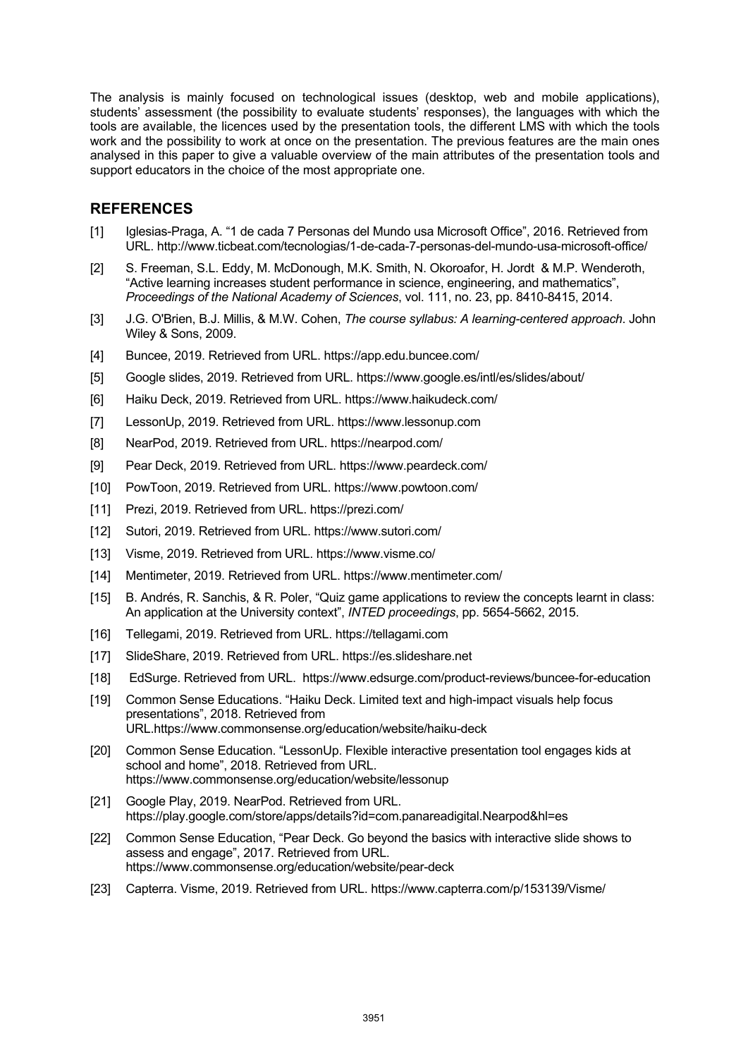The analysis is mainly focused on technological issues (desktop, web and mobile applications), students' assessment (the possibility to evaluate students' responses), the languages with which the tools are available, the licences used by the presentation tools, the different LMS with which the tools work and the possibility to work at once on the presentation. The previous features are the main ones analysed in this paper to give a valuable overview of the main attributes of the presentation tools and support educators in the choice of the most appropriate one.

## REFERENCES

[1] Iglesias-Praga, A. "1 de cada 7 Personas del Mundo usa Microsoft Office", 2016. Retrieved from URL. http://www.ticbeat.com/tecnologias/1-de-cada-7-personas-del-mundo-usa-microsoft-office/

[2] S. Freeman, S.L. Eddy, M. McDonough, M.K. Smith, N. Okoroafor, H. Jordt & M.P. Wenderoth, "Active learning increases student performance in science, engineering, and mathematics", *Proceedings of the National Academy of Sciences*, vol. 111, no. 23, pp. 8410-8415, 2014.

[3] J.G. O'Brien, B.J. Millis, & M.W. Cohen, *The course syllabus: A learning-centered approach*. John Wiley & Sons, 2009.

[4] Buncee, 2019. Retrieved from URL. https://app.edu.buncee.com/

[5] Google slides, 2019. Retrieved from URL. https://www.google.es/intl/es/slides/about/

[6] Haiku Deck, 2019. Retrieved from URL. https://www.haikudeck.com/

[7] LessonUp, 2019. Retrieved from URL. https://www.lessonup.com

[8] NearPod, 2019. Retrieved from URL. https://nearpod.com/

[9] Pear Deck, 2019. Retrieved from URL. https://www.peardeck.com/

[10] PowToon, 2019. Retrieved from URL. https://www.powtoon.com/

[11] Prezi, 2019. Retrieved from URL. https://prezi.com/

[12] Sutori, 2019. Retrieved from URL. https://www.sutori.com/

[13] Visme, 2019. Retrieved from URL. https://www.visme.co/

[14] Mentimeter, 2019. Retrieved from URL. https://www.mentimeter.com/

[15] B. Andrés, R. Sanchis, & R. Poler, "Quiz game applications to review the concepts learnt in class: An application at the University context", *INTED proceedings*, pp. 5654-5662, 2015.

[16] Tellegami, 2019. Retrieved from URL. https://tellagami.com

[17] SlideShare, 2019. Retrieved from URL. https://es.slideshare.net

[18] EdSurge. Retrieved from URL. https://www.edsurge.com/product-reviews/buncee-for-education

[19] Common Sense Educations. "Haiku Deck. Limited text and high-impact visuals help focus presentations", 2018. Retrieved from URL.https://www.commonsense.org/education/website/haiku-deck

[20] Common Sense Education. "LessonUp. Flexible interactive presentation tool engages kids at school and home", 2018. Retrieved from URL. https://www.commonsense.org/education/website/lessonup

[21] Google Play, 2019. NearPod. Retrieved from URL. https://play.google.com/store/apps/details?id=com.panareadigital.Nearpod&hl=es

[22] Common Sense Education, "Pear Deck. Go beyond the basics with interactive slide shows to assess and engage", 2017. Retrieved from URL. https://www.commonsense.org/education/website/pear-deck

[23] Capterra. Visme, 2019. Retrieved from URL. https://www.capterra.com/p/153139/Visme/